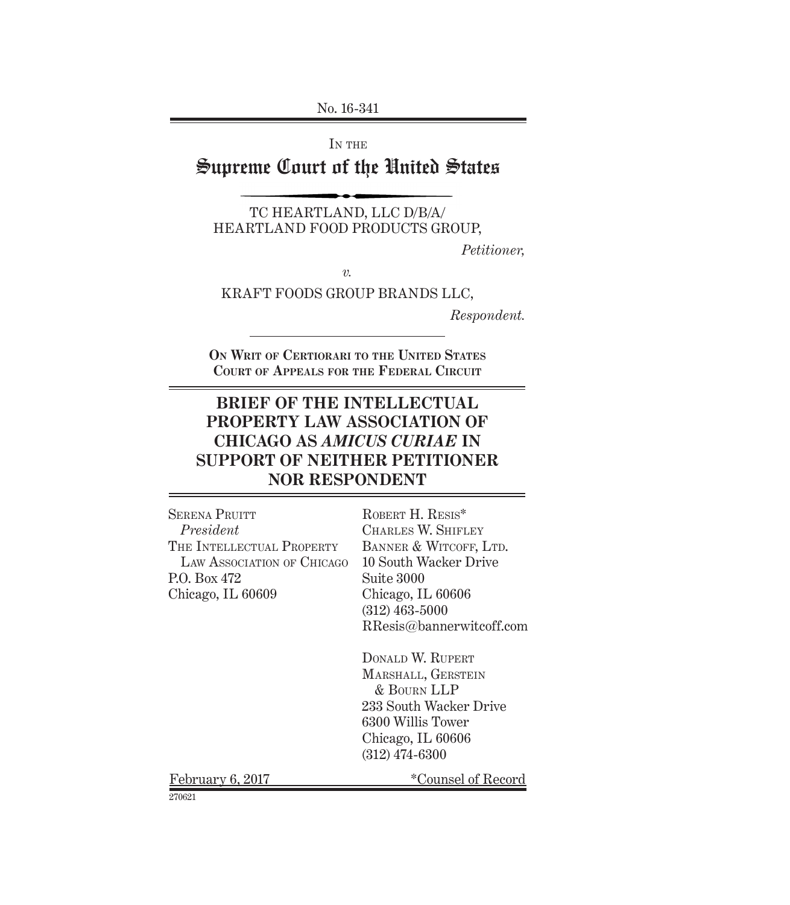No. 16-341

IN THE

# Supreme Court of the United States

TC HEARTLAND, LLC D/B/A/
HEARTLAND FOOD PRODUCTS GROUP,

*Petitioner,*

*v.*

KRAFT FOODS GROUP BRANDS LLC,

*Respondent.*

**ON WRIT OF CERTIORARI TO THE UNITED STATES COURT OF APPEALS FOR THE FEDERAL CIRCUIT**

## BRIEF OF THE INTELLECTUAL PROPERTY LAW ASSOCIATION OF CHICAGO AS *AMICUS CURIAE* IN SUPPORT OF NEITHER PETITIONER NOR RESPONDENT

SERENA PRUITT
*President*
THE INTELLECTUAL PROPERTY LAW ASSOCIATION OF CHICAGO
P.O. Box 472
Chicago, IL 60609

ROBERT H. RESIS*
CHARLES W. SHIFLEY
BANNER & WITCOFF, LTD.
10 South Wacker Drive
Suite 3000
Chicago, IL 60606
(312) 463-5000
RResis@bannerwitcoff.com

DONALD W. RUPERT
MARSHALL, GERSTEIN & BOURN LLP
233 South Wacker Drive
6300 Willis Tower
Chicago, IL 60606
(312) 474-6300

February 6, 2017

*Counsel of Record

270621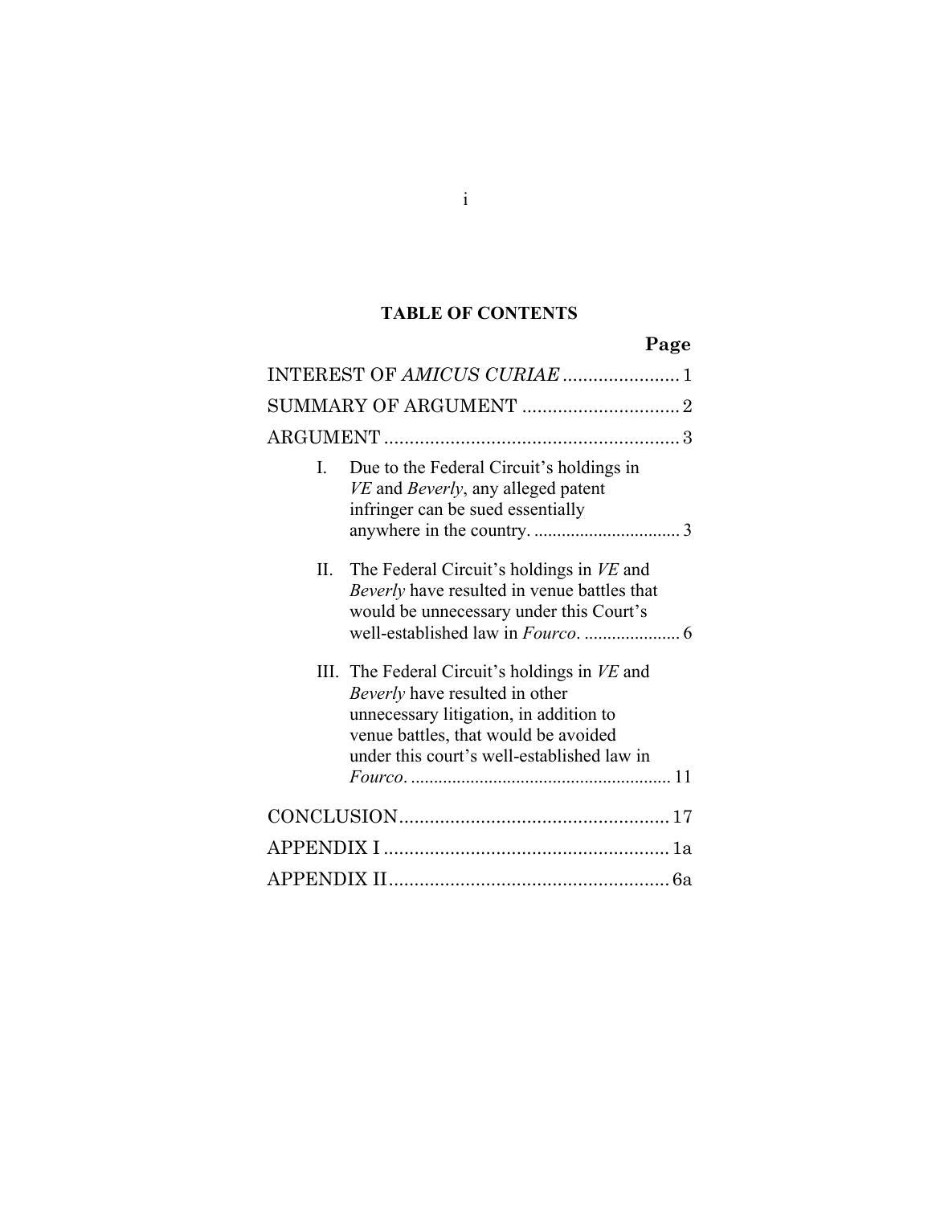**TABLE OF CONTENTS**

| | Page |
|---|---|
| INTEREST OF *AMICUS CURIAE* | 1 |
| SUMMARY OF ARGUMENT | 2 |
| ARGUMENT | 3 |
| I. Due to the Federal Circuit's holdings in *VE* and *Beverly*, any alleged patent infringer can be sued essentially anywhere in the country. | 3 |
| II. The Federal Circuit's holdings in *VE* and *Beverly* have resulted in venue battles that would be unnecessary under this Court's well-established law in *Fourco*. | 6 |
| III. The Federal Circuit's holdings in *VE* and *Beverly* have resulted in other unnecessary litigation, in addition to venue battles, that would be avoided under this court's well-established law in *Fourco*. | 11 |
| CONCLUSION | 17 |
| APPENDIX I | 1a |
| APPENDIX II | 6a |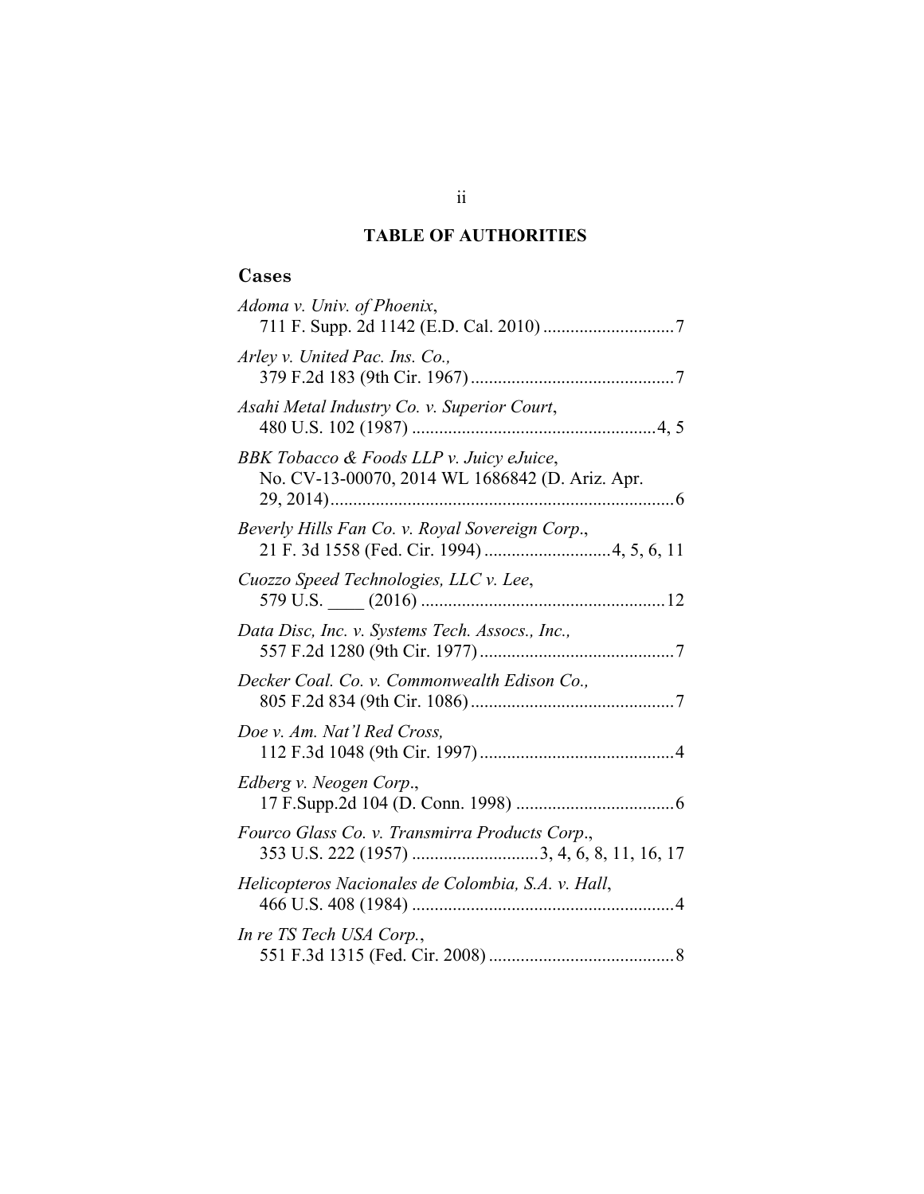## TABLE OF AUTHORITIES

### Cases

*Adoma v. Univ. of Phoenix*,
711 F. Supp. 2d 1142 (E.D. Cal. 2010) ............................7

*Arley v. United Pac. Ins. Co.,*
379 F.2d 183 (9th Cir. 1967) ............................................7

*Asahi Metal Industry Co. v. Superior Court*,
480 U.S. 102 (1987) .....................................................4, 5

*BBK Tobacco & Foods LLP v. Juicy eJuice*,
No. CV-13-00070, 2014 WL 1686842 (D. Ariz. Apr. 29, 2014)...........................................................................6

*Beverly Hills Fan Co. v. Royal Sovereign Corp*.,
21 F. 3d 1558 (Fed. Cir. 1994) ...........................4, 5, 6, 11

*Cuozzo Speed Technologies, LLC v. Lee*,
579 U.S. ____ (2016) .....................................................12

*Data Disc, Inc. v. Systems Tech. Assocs., Inc.,*
557 F.2d 1280 (9th Cir. 1977)..........................................7

*Decker Coal. Co. v. Commonwealth Edison Co.,*
805 F.2d 834 (9th Cir. 1086) ............................................7

*Doe v. Am. Nat'l Red Cross,*
112 F.3d 1048 (9th Cir. 1997)..........................................4

*Edberg v. Neogen Corp*.,
17 F.Supp.2d 104 (D. Conn. 1998) ..................................6

*Fourco Glass Co. v. Transmirra Products Corp*.,
353 U.S. 222 (1957) ...........................3, 4, 6, 8, 11, 16, 17

*Helicopteros Nacionales de Colombia, S.A. v. Hall*,
466 U.S. 408 (1984) .........................................................4

*In re TS Tech USA Corp.*,
551 F.3d 1315 (Fed. Cir. 2008) ........................................8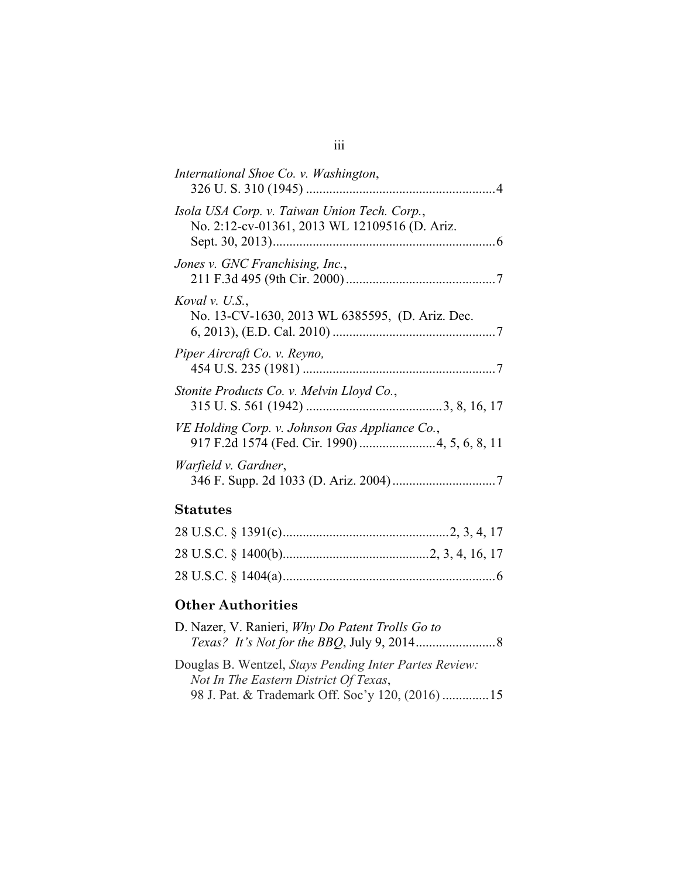*International Shoe Co. v. Washington*,
326 U. S. 310 (1945) ........................................................4

*Isola USA Corp. v. Taiwan Union Tech. Corp.*,
No. 2:12-cv-01361, 2013 WL 12109516 (D. Ariz. Sept. 30, 2013).................................................................6

*Jones v. GNC Franchising, Inc.*,
211 F.3d 495 (9th Cir. 2000).............................................7

*Koval v. U.S.*,
No. 13-CV-1630, 2013 WL 6385595, (D. Ariz. Dec. 6, 2013), (E.D. Cal. 2010) .................................................7

*Piper Aircraft Co. v. Reyno,*
454 U.S. 235 (1981) ..........................................................7

*Stonite Products Co. v. Melvin Lloyd Co.*,
315 U. S. 561 (1942) .........................................3, 8, 16, 17

*VE Holding Corp. v. Johnson Gas Appliance Co.*,
917 F.2d 1574 (Fed. Cir. 1990) .......................4, 5, 6, 8, 11

*Warfield v. Gardner*,
346 F. Supp. 2d 1033 (D. Ariz. 2004)...............................7

## Statutes

28 U.S.C. § 1391(c).................................................2, 3, 4, 17

28 U.S.C. § 1400(b)...........................................2, 3, 4, 16, 17

28 U.S.C. § 1404(a)................................................................6

## Other Authorities

D. Nazer, V. Ranieri, *Why Do Patent Trolls Go to Texas? It's Not for the BBQ*, July 9, 2014........................8

Douglas B. Wentzel, *Stays Pending Inter Partes Review: Not In The Eastern District Of Texas*,
98 J. Pat. & Trademark Off. Soc'y 120, (2016) ..............15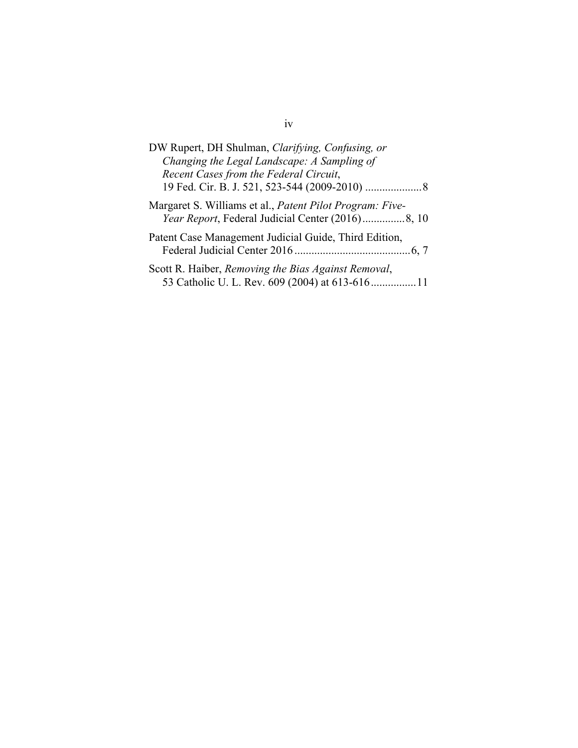DW Rupert, DH Shulman, *Clarifying, Confusing, or Changing the Legal Landscape: A Sampling of Recent Cases from the Federal Circuit*, 19 Fed. Cir. B. J. 521, 523-544 (2009-2010) .................... 8

Margaret S. Williams et al., *Patent Pilot Program: Five-Year Report*, Federal Judicial Center (2016) ............... 8, 10

Patent Case Management Judicial Guide, Third Edition, Federal Judicial Center 2016 ......................................... 6, 7

Scott R. Haiber, *Removing the Bias Against Removal*, 53 Catholic U. L. Rev. 609 (2004) at 613-616 ................ 11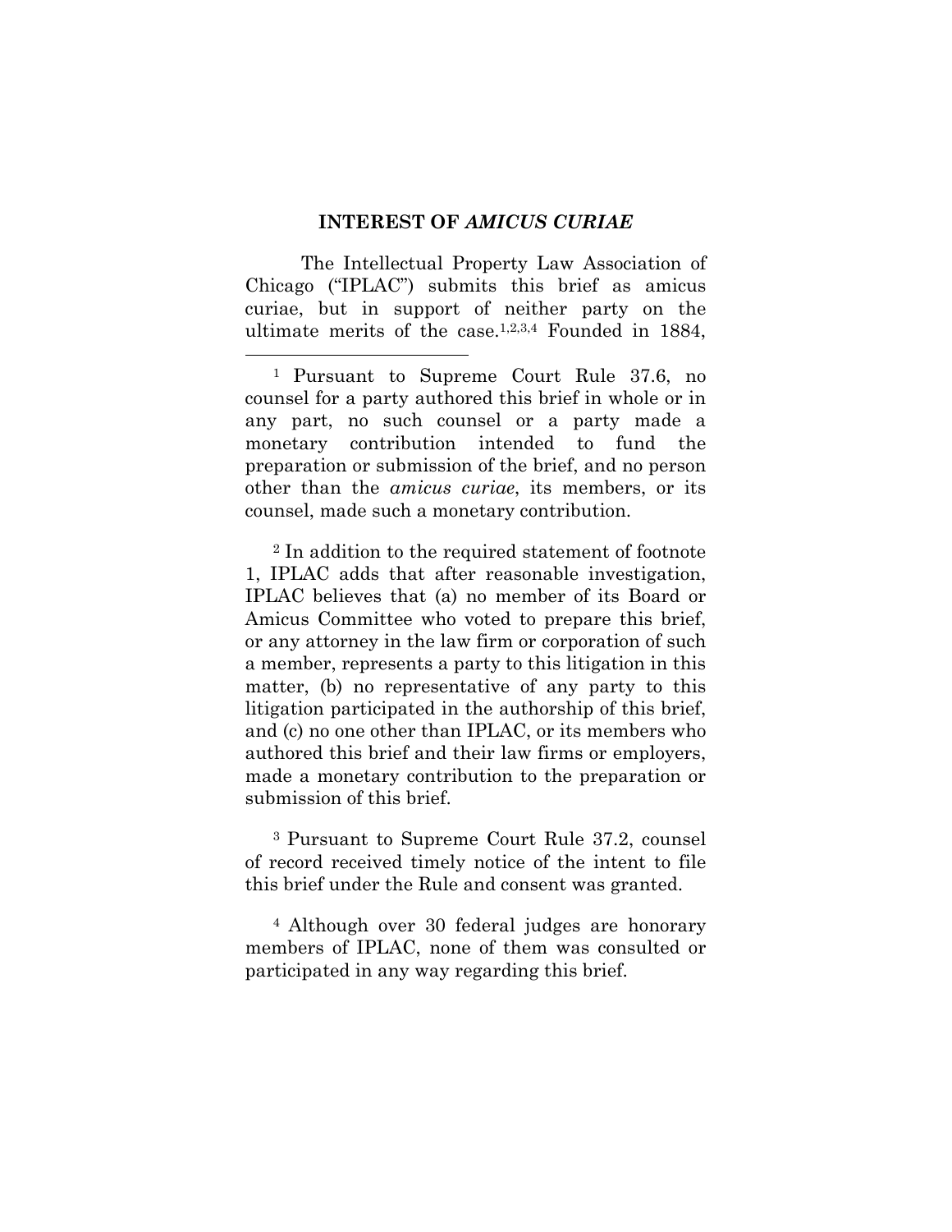## INTEREST OF *AMICUS CURIAE*

The Intellectual Property Law Association of Chicago ("IPLAC") submits this brief as amicus curiae, but in support of neither party on the ultimate merits of the case.[1,2,3,4] Founded in 1884,

---

[1] Pursuant to Supreme Court Rule 37.6, no counsel for a party authored this brief in whole or in any part, no such counsel or a party made a monetary contribution intended to fund the preparation or submission of the brief, and no person other than the *amicus curiae*, its members, or its counsel, made such a monetary contribution.

[2] In addition to the required statement of footnote 1, IPLAC adds that after reasonable investigation, IPLAC believes that (a) no member of its Board or Amicus Committee who voted to prepare this brief, or any attorney in the law firm or corporation of such a member, represents a party to this litigation in this matter, (b) no representative of any party to this litigation participated in the authorship of this brief, and (c) no one other than IPLAC, or its members who authored this brief and their law firms or employers, made a monetary contribution to the preparation or submission of this brief.

[3] Pursuant to Supreme Court Rule 37.2, counsel of record received timely notice of the intent to file this brief under the Rule and consent was granted.

[4] Although over 30 federal judges are honorary members of IPLAC, none of them was consulted or participated in any way regarding this brief.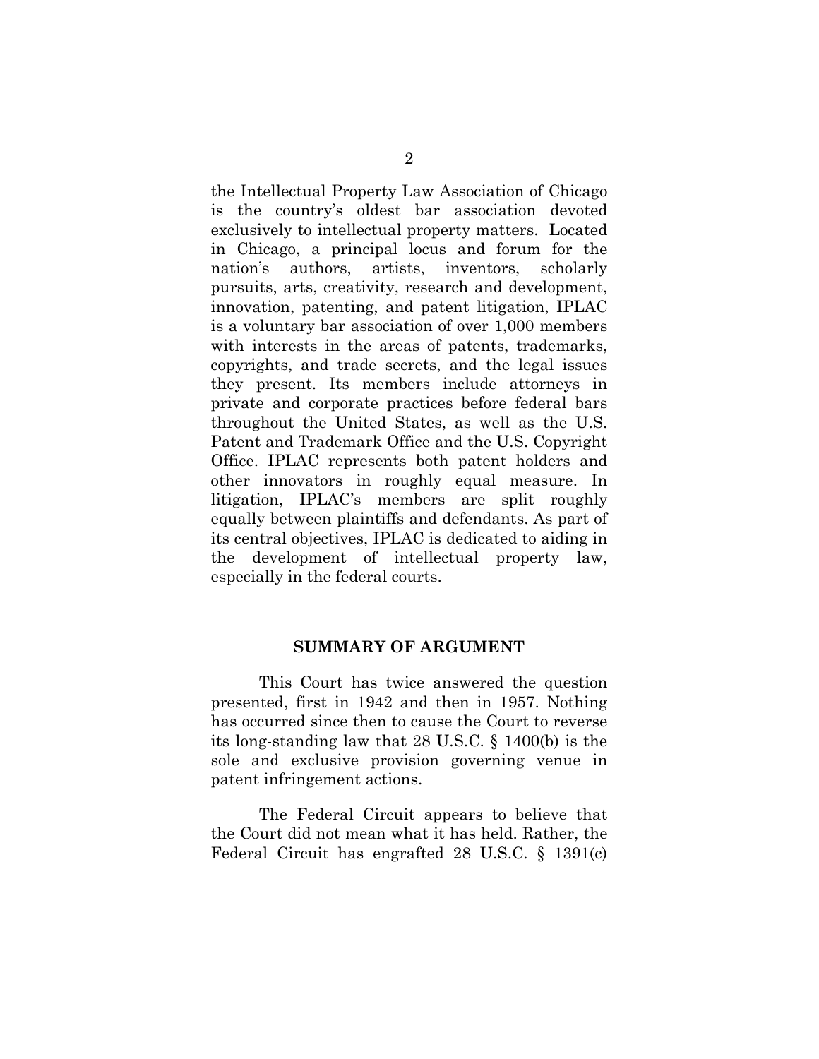the Intellectual Property Law Association of Chicago is the country's oldest bar association devoted exclusively to intellectual property matters. Located in Chicago, a principal locus and forum for the nation's authors, artists, inventors, scholarly pursuits, arts, creativity, research and development, innovation, patenting, and patent litigation, IPLAC is a voluntary bar association of over 1,000 members with interests in the areas of patents, trademarks, copyrights, and trade secrets, and the legal issues they present. Its members include attorneys in private and corporate practices before federal bars throughout the United States, as well as the U.S. Patent and Trademark Office and the U.S. Copyright Office. IPLAC represents both patent holders and other innovators in roughly equal measure. In litigation, IPLAC's members are split roughly equally between plaintiffs and defendants. As part of its central objectives, IPLAC is dedicated to aiding in the development of intellectual property law, especially in the federal courts.

## SUMMARY OF ARGUMENT

This Court has twice answered the question presented, first in 1942 and then in 1957. Nothing has occurred since then to cause the Court to reverse its long-standing law that 28 U.S.C. § 1400(b) is the sole and exclusive provision governing venue in patent infringement actions.

The Federal Circuit appears to believe that the Court did not mean what it has held. Rather, the Federal Circuit has engrafted 28 U.S.C. § 1391(c)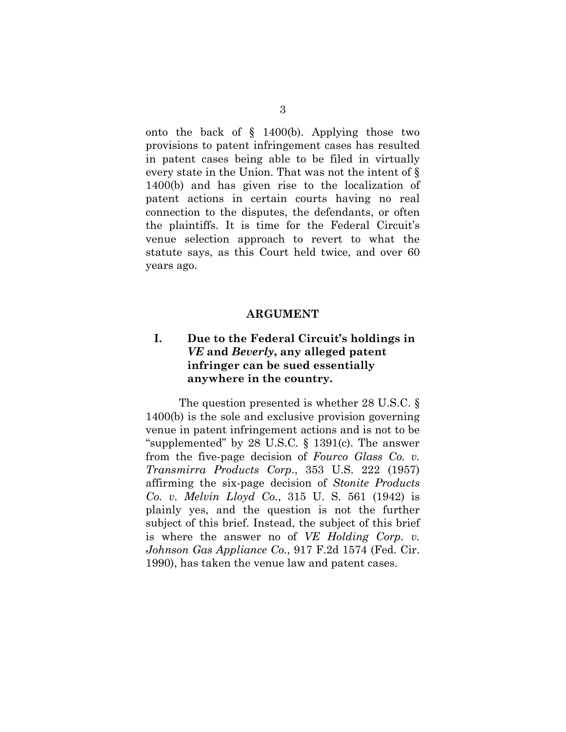onto the back of § 1400(b). Applying those two provisions to patent infringement cases has resulted in patent cases being able to be filed in virtually every state in the Union. That was not the intent of § 1400(b) and has given rise to the localization of patent actions in certain courts having no real connection to the disputes, the defendants, or often the plaintiffs. It is time for the Federal Circuit's venue selection approach to revert to what the statute says, as this Court held twice, and over 60 years ago.

## ARGUMENT

### I. Due to the Federal Circuit's holdings in *VE* and *Beverly*, any alleged patent infringer can be sued essentially anywhere in the country.

The question presented is whether 28 U.S.C. § 1400(b) is the sole and exclusive provision governing venue in patent infringement actions and is not to be "supplemented" by 28 U.S.C. § 1391(c). The answer from the five-page decision of *Fourco Glass Co. v. Transmirra Products Corp*., 353 U.S. 222 (1957) affirming the six-page decision of *Stonite Products Co. v. Melvin Lloyd Co.*, 315 U. S. 561 (1942) is plainly yes, and the question is not the further subject of this brief. Instead, the subject of this brief is where the answer no of *VE Holding Corp. v. Johnson Gas Appliance Co.*, 917 F.2d 1574 (Fed. Cir. 1990), has taken the venue law and patent cases.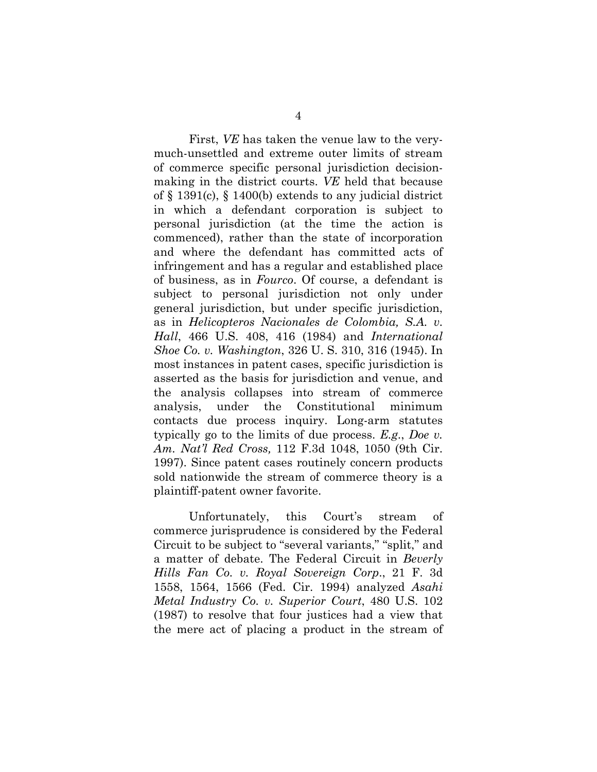First, *VE* has taken the venue law to the very-much-unsettled and extreme outer limits of stream of commerce specific personal jurisdiction decision-making in the district courts. *VE* held that because of § 1391(c), § 1400(b) extends to any judicial district in which a defendant corporation is subject to personal jurisdiction (at the time the action is commenced), rather than the state of incorporation and where the defendant has committed acts of infringement and has a regular and established place of business, as in *Fourco*. Of course, a defendant is subject to personal jurisdiction not only under general jurisdiction, but under specific jurisdiction, as in *Helicopteros Nacionales de Colombia, S.A. v. Hall*, 466 U.S. 408, 416 (1984) and *International Shoe Co. v. Washington*, 326 U. S. 310, 316 (1945). In most instances in patent cases, specific jurisdiction is asserted as the basis for jurisdiction and venue, and the analysis collapses into stream of commerce analysis, under the Constitutional minimum contacts due process inquiry. Long-arm statutes typically go to the limits of due process. *E.g.*, *Doe v. Am. Nat'l Red Cross,* 112 F.3d 1048, 1050 (9th Cir. 1997). Since patent cases routinely concern products sold nationwide the stream of commerce theory is a plaintiff-patent owner favorite.

Unfortunately, this Court's stream of commerce jurisprudence is considered by the Federal Circuit to be subject to "several variants," "split," and a matter of debate. The Federal Circuit in *Beverly Hills Fan Co. v. Royal Sovereign Corp*., 21 F. 3d 1558, 1564, 1566 (Fed. Cir. 1994) analyzed *Asahi Metal Industry Co. v. Superior Court*, 480 U.S. 102 (1987) to resolve that four justices had a view that the mere act of placing a product in the stream of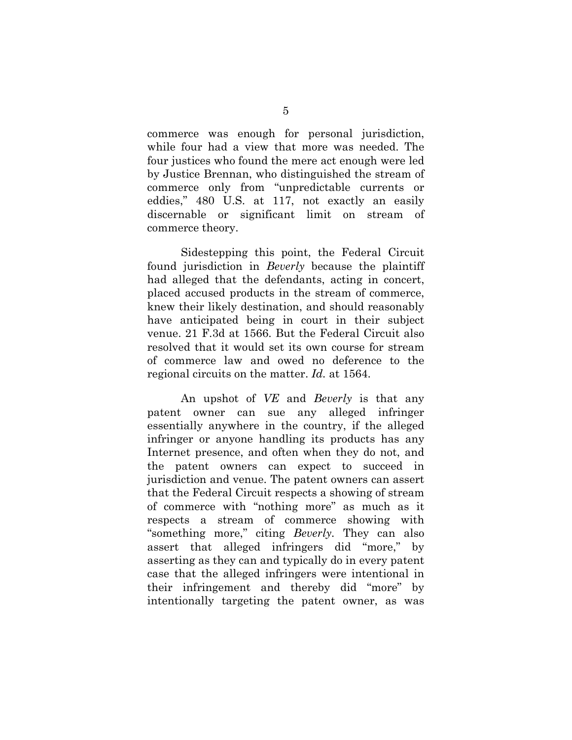commerce was enough for personal jurisdiction, while four had a view that more was needed. The four justices who found the mere act enough were led by Justice Brennan, who distinguished the stream of commerce only from "unpredictable currents or eddies," 480 U.S. at 117, not exactly an easily discernable or significant limit on stream of commerce theory.

Sidestepping this point, the Federal Circuit found jurisdiction in *Beverly* because the plaintiff had alleged that the defendants, acting in concert, placed accused products in the stream of commerce, knew their likely destination, and should reasonably have anticipated being in court in their subject venue. 21 F.3d at 1566. But the Federal Circuit also resolved that it would set its own course for stream of commerce law and owed no deference to the regional circuits on the matter. *Id.* at 1564.

An upshot of *VE* and *Beverly* is that any patent owner can sue any alleged infringer essentially anywhere in the country, if the alleged infringer or anyone handling its products has any Internet presence, and often when they do not, and the patent owners can expect to succeed in jurisdiction and venue. The patent owners can assert that the Federal Circuit respects a showing of stream of commerce with "nothing more" as much as it respects a stream of commerce showing with "something more," citing *Beverly*. They can also assert that alleged infringers did "more," by asserting as they can and typically do in every patent case that the alleged infringers were intentional in their infringement and thereby did "more" by intentionally targeting the patent owner, as was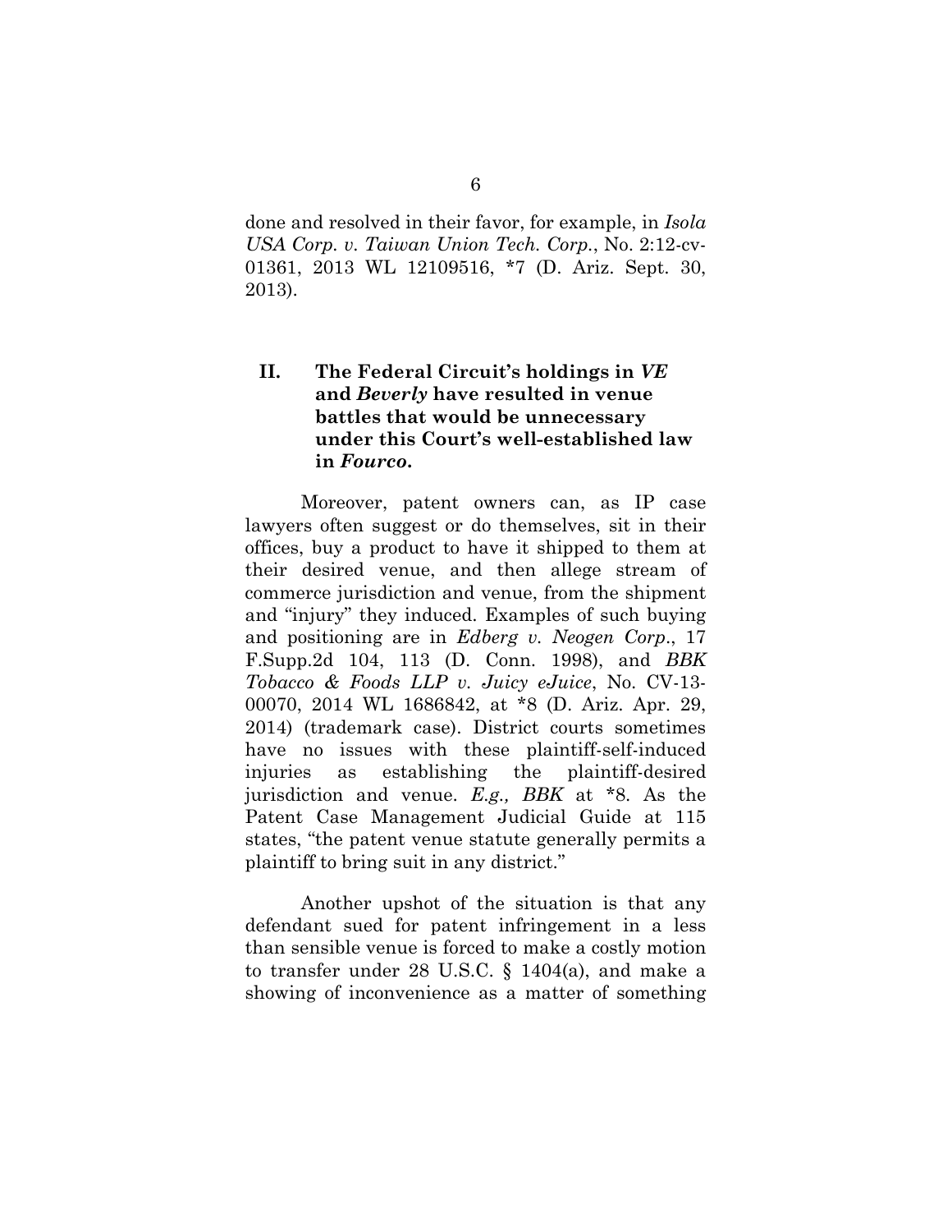done and resolved in their favor, for example, in *Isola USA Corp. v. Taiwan Union Tech. Corp.*, No. 2:12-cv-01361, 2013 WL 12109516, *7 (D. Ariz. Sept. 30, 2013).

## II. The Federal Circuit's holdings in *VE* and *Beverly* have resulted in venue battles that would be unnecessary under this Court's well-established law in *Fourco*.

Moreover, patent owners can, as IP case lawyers often suggest or do themselves, sit in their offices, buy a product to have it shipped to them at their desired venue, and then allege stream of commerce jurisdiction and venue, from the shipment and "injury" they induced. Examples of such buying and positioning are in *Edberg v. Neogen Corp*., 17 F.Supp.2d 104, 113 (D. Conn. 1998), and *BBK Tobacco & Foods LLP v. Juicy eJuice*, No. CV-13-00070, 2014 WL 1686842, at *8 (D. Ariz. Apr. 29, 2014) (trademark case). District courts sometimes have no issues with these plaintiff-self-induced injuries as establishing the plaintiff-desired jurisdiction and venue. *E.g., BBK* at *8. As the Patent Case Management Judicial Guide at 115 states, "the patent venue statute generally permits a plaintiff to bring suit in any district."

Another upshot of the situation is that any defendant sued for patent infringement in a less than sensible venue is forced to make a costly motion to transfer under 28 U.S.C. § 1404(a), and make a showing of inconvenience as a matter of something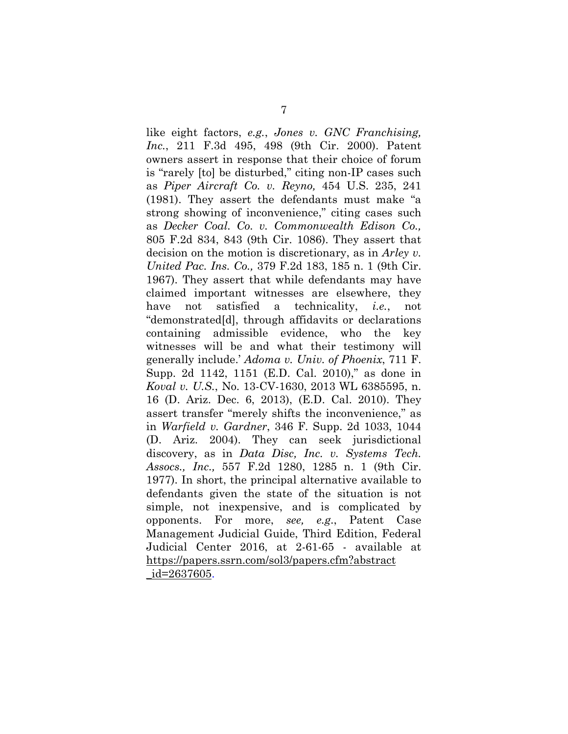like eight factors, *e.g.*, *Jones v. GNC Franchising, Inc.*, 211 F.3d 495, 498 (9th Cir. 2000). Patent owners assert in response that their choice of forum is "rarely [to] be disturbed," citing non-IP cases such as *Piper Aircraft Co. v. Reyno,* 454 U.S. 235, 241 (1981). They assert the defendants must make "a strong showing of inconvenience," citing cases such as *Decker Coal. Co. v. Commonwealth Edison Co.,* 805 F.2d 834, 843 (9th Cir. 1086). They assert that decision on the motion is discretionary, as in *Arley v. United Pac. Ins. Co.,* 379 F.2d 183, 185 n. 1 (9th Cir. 1967). They assert that while defendants may have claimed important witnesses are elsewhere, they have not satisfied a technicality, *i.e.*, not "demonstrated[d], through affidavits or declarations containing admissible evidence, who the key witnesses will be and what their testimony will generally include.' *Adoma v. Univ. of Phoenix*, 711 F. Supp. 2d 1142, 1151 (E.D. Cal. 2010)," as done in *Koval v. U.S.*, No. 13-CV-1630, 2013 WL 6385595, n. 16 (D. Ariz. Dec. 6, 2013), (E.D. Cal. 2010). They assert transfer "merely shifts the inconvenience," as in *Warfield v. Gardner*, 346 F. Supp. 2d 1033, 1044 (D. Ariz. 2004). They can seek jurisdictional discovery, as in *Data Disc, Inc. v. Systems Tech. Assocs., Inc.,* 557 F.2d 1280, 1285 n. 1 (9th Cir. 1977). In short, the principal alternative available to defendants given the state of the situation is not simple, not inexpensive, and is complicated by opponents. For more, *see, e.g.*, Patent Case Management Judicial Guide, Third Edition, Federal Judicial Center 2016, at 2-61-65 - available at https://papers.ssrn.com/sol3/papers.cfm?abstract_id=2637605.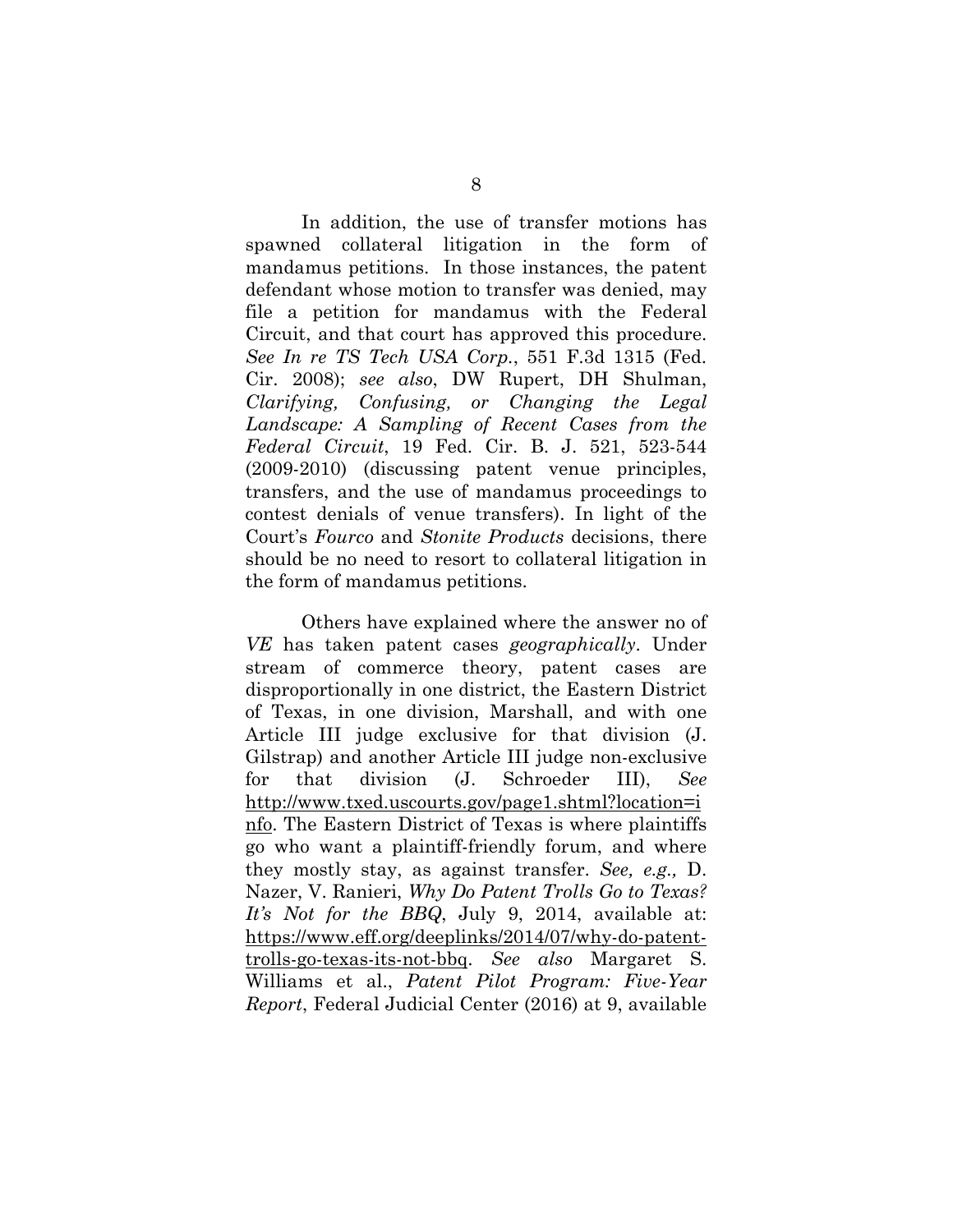In addition, the use of transfer motions has spawned collateral litigation in the form of mandamus petitions. In those instances, the patent defendant whose motion to transfer was denied, may file a petition for mandamus with the Federal Circuit, and that court has approved this procedure. *See In re TS Tech USA Corp.*, 551 F.3d 1315 (Fed. Cir. 2008); *see also*, DW Rupert, DH Shulman, *Clarifying, Confusing, or Changing the Legal Landscape: A Sampling of Recent Cases from the Federal Circuit*, 19 Fed. Cir. B. J. 521, 523-544 (2009-2010) (discussing patent venue principles, transfers, and the use of mandamus proceedings to contest denials of venue transfers). In light of the Court's *Fourco* and *Stonite Products* decisions, there should be no need to resort to collateral litigation in the form of mandamus petitions.

Others have explained where the answer no of *VE* has taken patent cases *geographically*. Under stream of commerce theory, patent cases are disproportionally in one district, the Eastern District of Texas, in one division, Marshall, and with one Article III judge exclusive for that division (J. Gilstrap) and another Article III judge non-exclusive for that division (J. Schroeder III), *See* http://www.txed.uscourts.gov/page1.shtml?location=info. The Eastern District of Texas is where plaintiffs go who want a plaintiff-friendly forum, and where they mostly stay, as against transfer. *See, e.g.,* D. Nazer, V. Ranieri, *Why Do Patent Trolls Go to Texas? It's Not for the BBQ*, July 9, 2014, available at: https://www.eff.org/deeplinks/2014/07/why-do-patent-trolls-go-texas-its-not-bbq. *See also* Margaret S. Williams et al., *Patent Pilot Program: Five-Year Report*, Federal Judicial Center (2016) at 9, available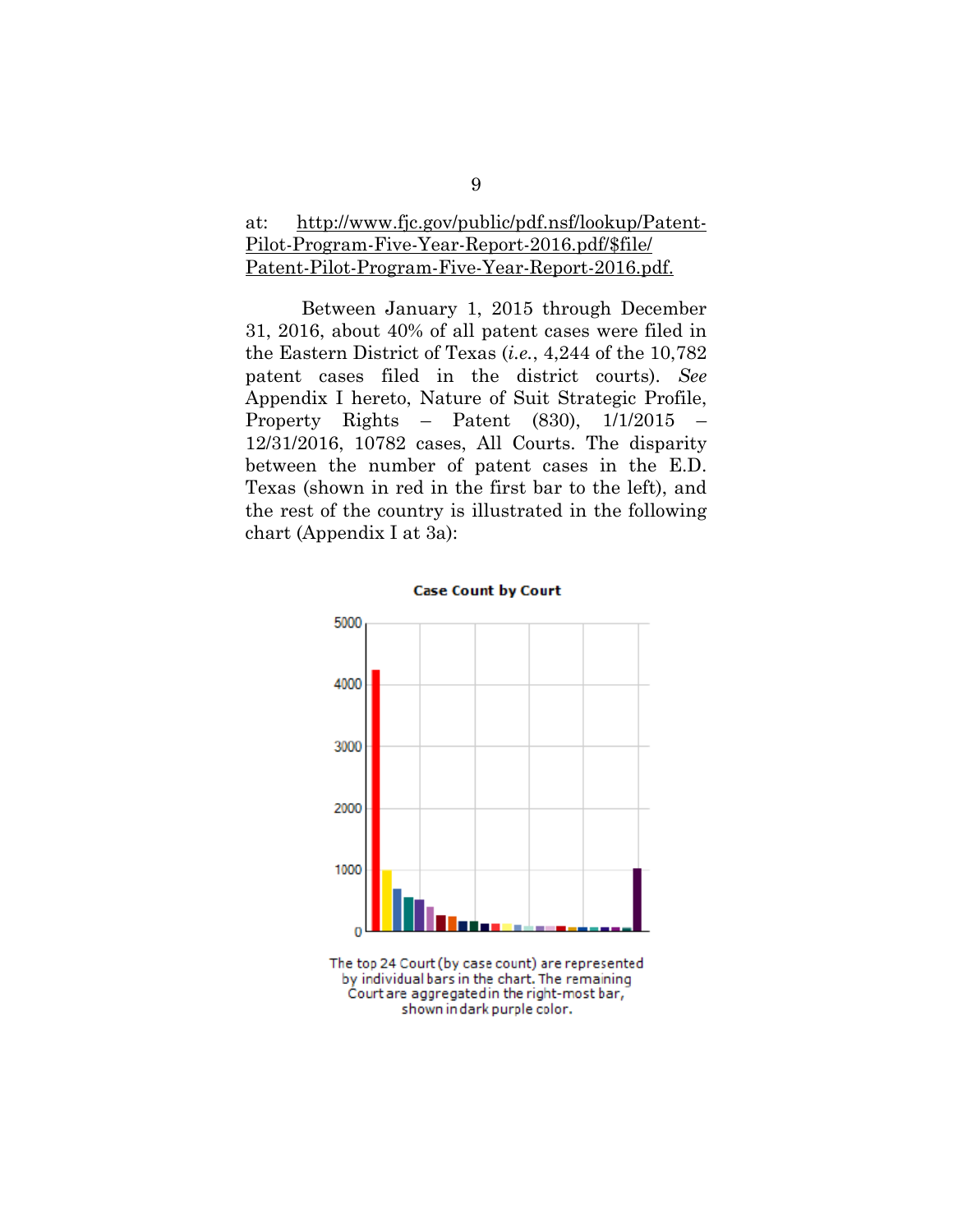at: http://www.fjc.gov/public/pdf.nsf/lookup/Patent-Pilot-Program-Five-Year-Report-2016.pdf/$file/Patent-Pilot-Program-Five-Year-Report-2016.pdf.

Between January 1, 2015 through December 31, 2016, about 40% of all patent cases were filed in the Eastern District of Texas (*i.e.*, 4,244 of the 10,782 patent cases filed in the district courts). *See* Appendix I hereto, Nature of Suit Strategic Profile, Property Rights – Patent (830), 1/1/2015 – 12/31/2016, 10782 cases, All Courts. The disparity between the number of patent cases in the E.D. Texas (shown in red in the first bar to the left), and the rest of the country is illustrated in the following chart (Appendix I at 3a):

**Case Count by Court**

The top 24 Court (by case count) are represented by individual bars in the chart. The remaining Court are aggregated in the right-most bar, shown in dark purple color.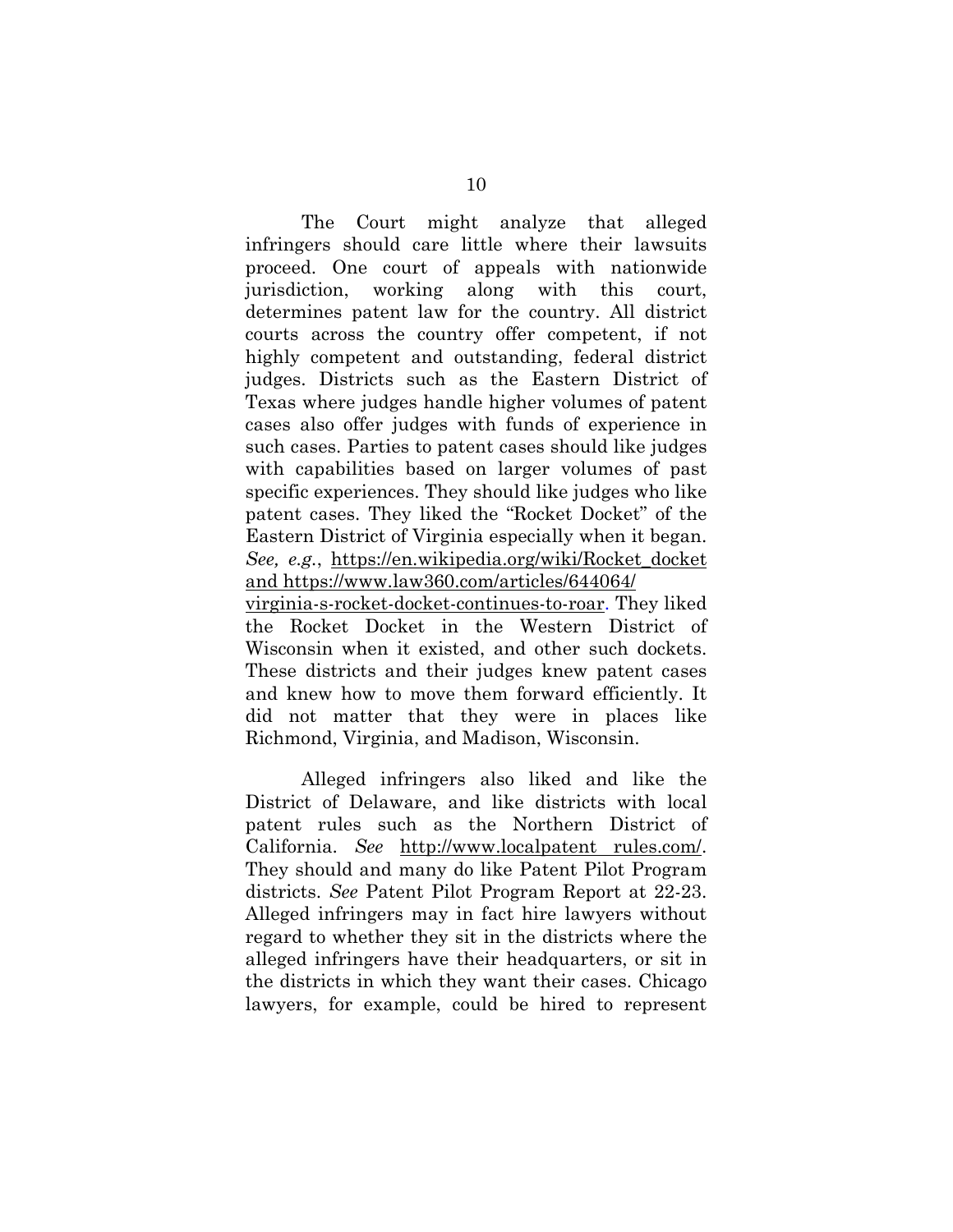The Court might analyze that alleged infringers should care little where their lawsuits proceed. One court of appeals with nationwide jurisdiction, working along with this court, determines patent law for the country. All district courts across the country offer competent, if not highly competent and outstanding, federal district judges. Districts such as the Eastern District of Texas where judges handle higher volumes of patent cases also offer judges with funds of experience in such cases. Parties to patent cases should like judges with capabilities based on larger volumes of past specific experiences. They should like judges who like patent cases. They liked the "Rocket Docket" of the Eastern District of Virginia especially when it began. *See, e.g.*, https://en.wikipedia.org/wiki/Rocket_docket and https://www.law360.com/articles/644064/virginia-s-rocket-docket-continues-to-roar. They liked the Rocket Docket in the Western District of Wisconsin when it existed, and other such dockets. These districts and their judges knew patent cases and knew how to move them forward efficiently. It did not matter that they were in places like Richmond, Virginia, and Madison, Wisconsin.

Alleged infringers also liked and like the District of Delaware, and like districts with local patent rules such as the Northern District of California. *See* http://www.localpatent rules.com/. They should and many do like Patent Pilot Program districts. *See* Patent Pilot Program Report at 22-23. Alleged infringers may in fact hire lawyers without regard to whether they sit in the districts where the alleged infringers have their headquarters, or sit in the districts in which they want their cases. Chicago lawyers, for example, could be hired to represent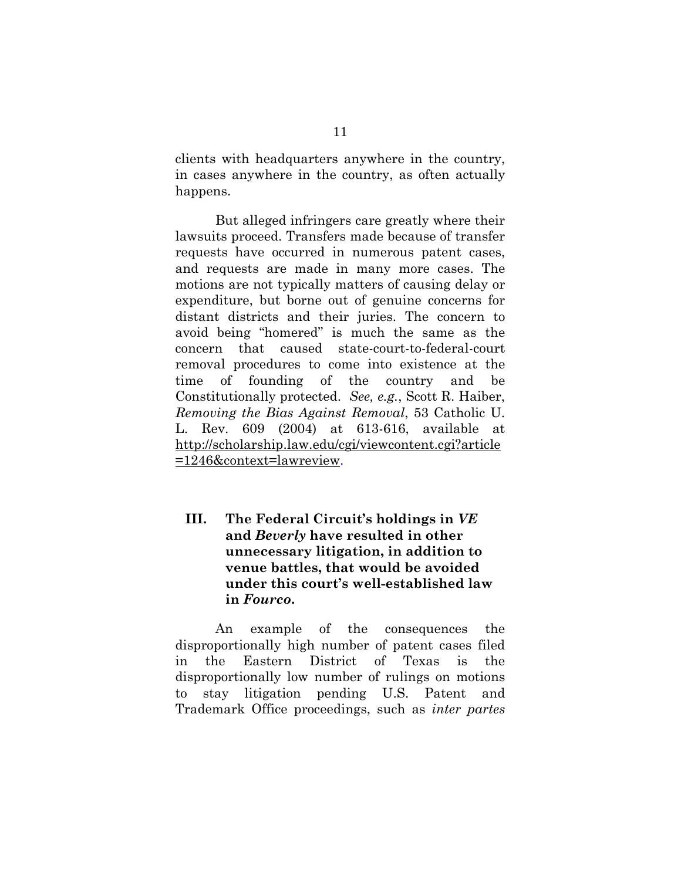clients with headquarters anywhere in the country, in cases anywhere in the country, as often actually happens.

But alleged infringers care greatly where their lawsuits proceed. Transfers made because of transfer requests have occurred in numerous patent cases, and requests are made in many more cases. The motions are not typically matters of causing delay or expenditure, but borne out of genuine concerns for distant districts and their juries. The concern to avoid being "homered" is much the same as the concern that caused state-court-to-federal-court removal procedures to come into existence at the time of founding of the country and be Constitutionally protected. *See, e.g.*, Scott R. Haiber, *Removing the Bias Against Removal*, 53 Catholic U. L. Rev. 609 (2004) at 613-616, available at http://scholarship.law.edu/cgi/viewcontent.cgi?article=1246&context=lawreview.

## III. The Federal Circuit's holdings in *VE* and *Beverly* have resulted in other unnecessary litigation, in addition to venue battles, that would be avoided under this court's well-established law in *Fourco*.

An example of the consequences the disproportionally high number of patent cases filed in the Eastern District of Texas is the disproportionally low number of rulings on motions to stay litigation pending U.S. Patent and Trademark Office proceedings, such as *inter partes*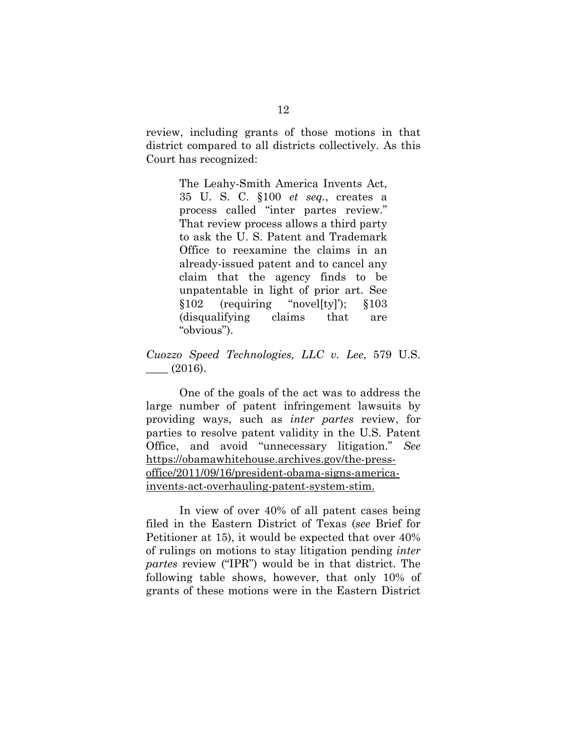review, including grants of those motions in that district compared to all districts collectively. As this Court has recognized:

> The Leahy-Smith America Invents Act, 35 U. S. C. §100 *et seq.*, creates a process called "inter partes review." That review process allows a third party to ask the U. S. Patent and Trademark Office to reexamine the claims in an already-issued patent and to cancel any claim that the agency finds to be unpatentable in light of prior art. See §102 (requiring "novel[ty]'); §103 (disqualifying claims that are "obvious").

*Cuozzo Speed Technologies, LLC v. Lee*, 579 U.S. ____ (2016).

One of the goals of the act was to address the large number of patent infringement lawsuits by providing ways, such as *inter partes* review, for parties to resolve patent validity in the U.S. Patent Office, and avoid "unnecessary litigation." *See* https://obamawhitehouse.archives.gov/the-press-office/2011/09/16/president-obama-signs-america-invents-act-overhauling-patent-system-stim.

In view of over 40% of all patent cases being filed in the Eastern District of Texas (*see* Brief for Petitioner at 15), it would be expected that over 40% of rulings on motions to stay litigation pending *inter partes* review ("IPR") would be in that district. The following table shows, however, that only 10% of grants of these motions were in the Eastern District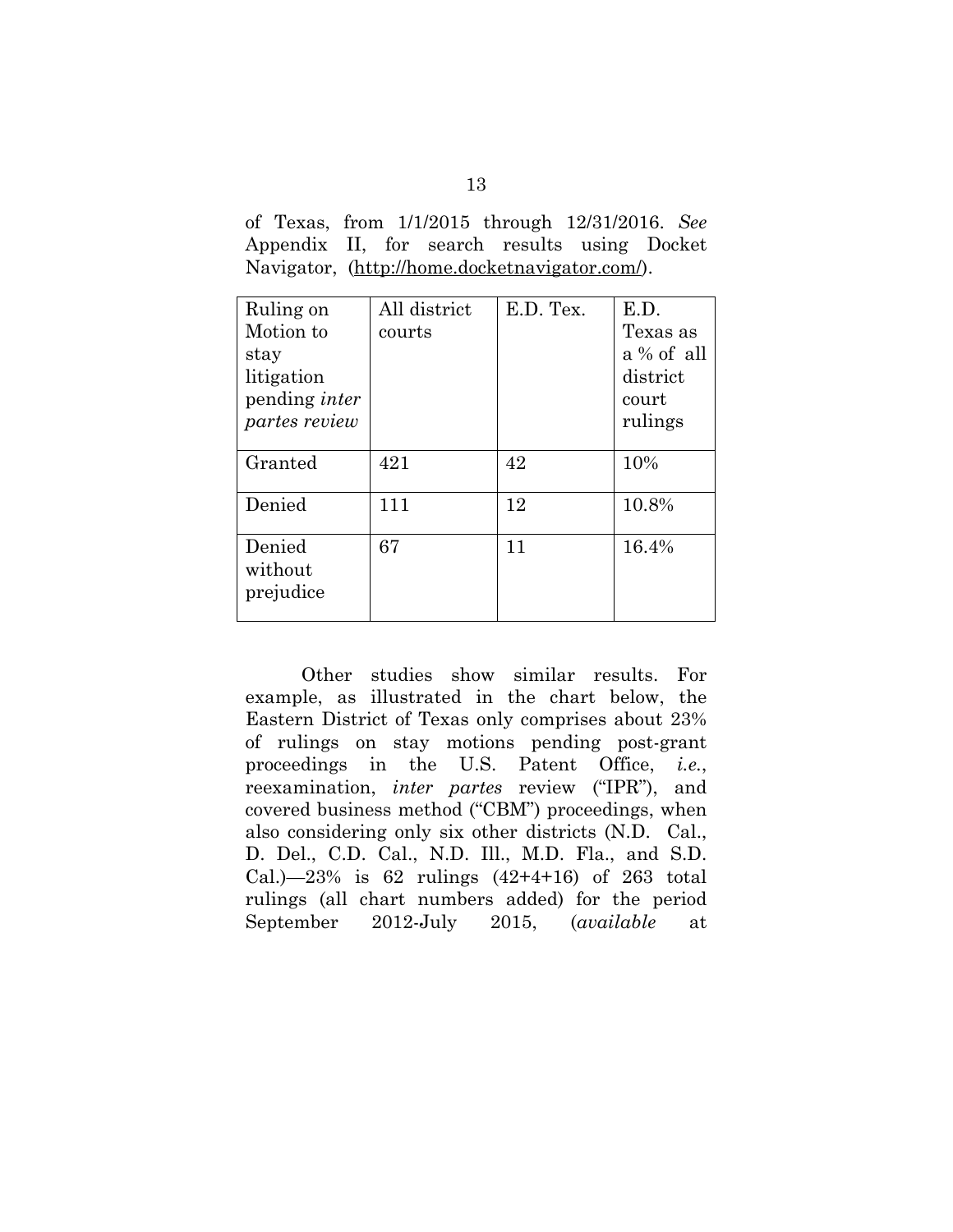of Texas, from 1/1/2015 through 12/31/2016. *See* Appendix II, for search results using Docket Navigator, (http://home.docketnavigator.com/).

| Ruling on Motion to stay litigation pending *inter partes review* | All district courts | E.D. Tex. | E.D. Texas as a % of all district court rulings |
| --- | --- | --- | --- |
| Granted | 421 | 42 | 10% |
| Denied | 111 | 12 | 10.8% |
| Denied without prejudice | 67 | 11 | 16.4% |

Other studies show similar results. For example, as illustrated in the chart below, the Eastern District of Texas only comprises about 23% of rulings on stay motions pending post-grant proceedings in the U.S. Patent Office, *i.e.*, reexamination, *inter partes* review ("IPR"), and covered business method ("CBM") proceedings, when also considering only six other districts (N.D. Cal., D. Del., C.D. Cal., N.D. Ill., M.D. Fla., and S.D. Cal.)—23% is 62 rulings (42+4+16) of 263 total rulings (all chart numbers added) for the period September 2012-July 2015, (*available* at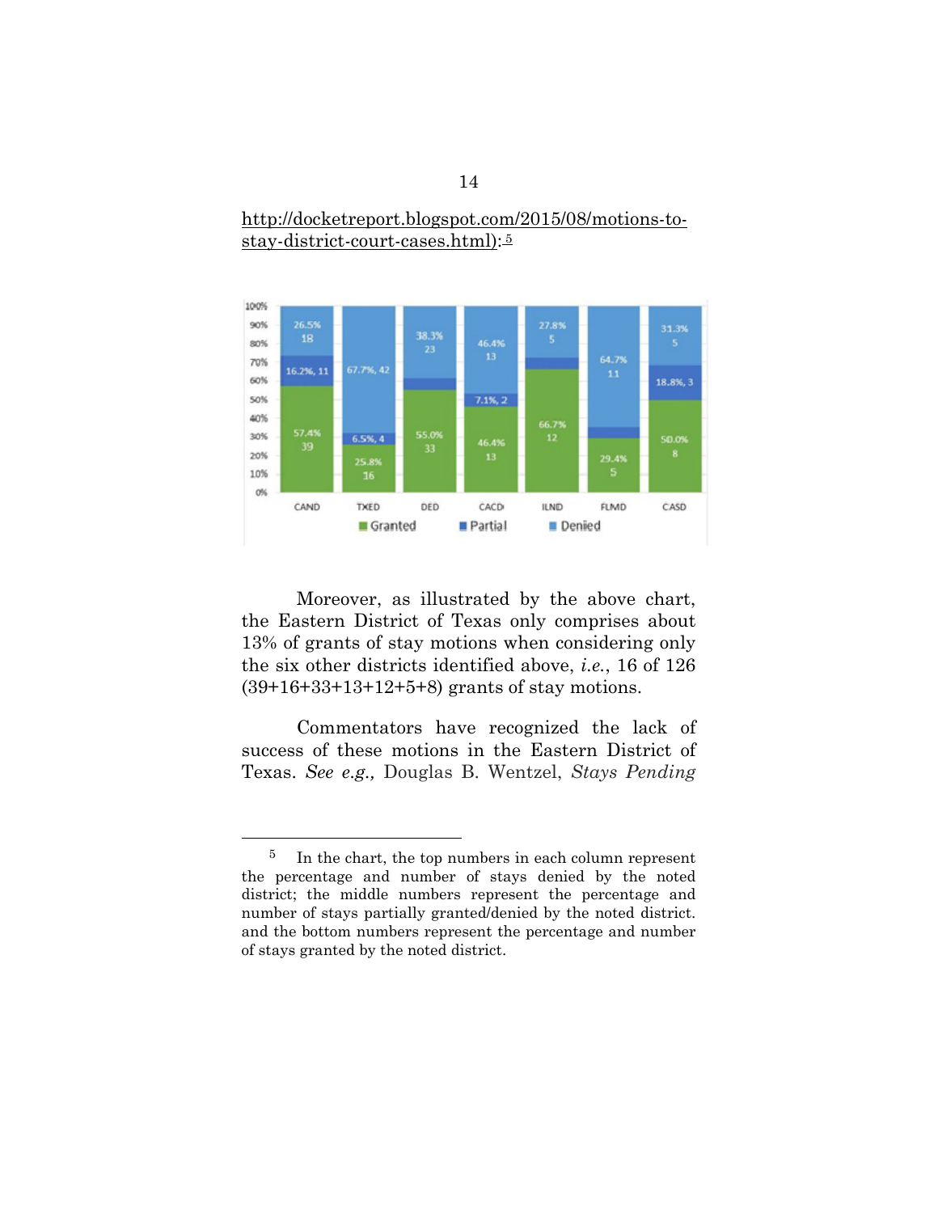http://docketreport.blogspot.com/2015/08/motions-to-stay-district-court-cases.html):[5]

| | CAND | TXED | DED | CACD | ILND | FLMD | CASD |
|---|---|---|---|---|---|---|---|
| Denied | 26.5% 18 | 67.7%, 42 | 38.3% 23 | 46.4% 13 | 27.8% 5 | 64.7% 11 | 31.3% 5 |
| Partial | 16.2%, 11 | 6.5%, 4 | | 7.1%, 2 | | | 18.8%, 3 |
| Granted | 57.4% 39 | 25.8% 16 | 55.0% 33 | 46.4% 13 | 66.7% 12 | 29.4% 5 | 50.0% 8 |

Moreover, as illustrated by the above chart, the Eastern District of Texas only comprises about 13% of grants of stay motions when considering only the six other districts identified above, *i.e.*, 16 of 126 (39+16+33+13+12+5+8) grants of stay motions.

Commentators have recognized the lack of success of these motions in the Eastern District of Texas. *See e.g.,* Douglas B. Wentzel, *Stays Pending*

---

[5] In the chart, the top numbers in each column represent the percentage and number of stays denied by the noted district; the middle numbers represent the percentage and number of stays partially granted/denied by the noted district. and the bottom numbers represent the percentage and number of stays granted by the noted district.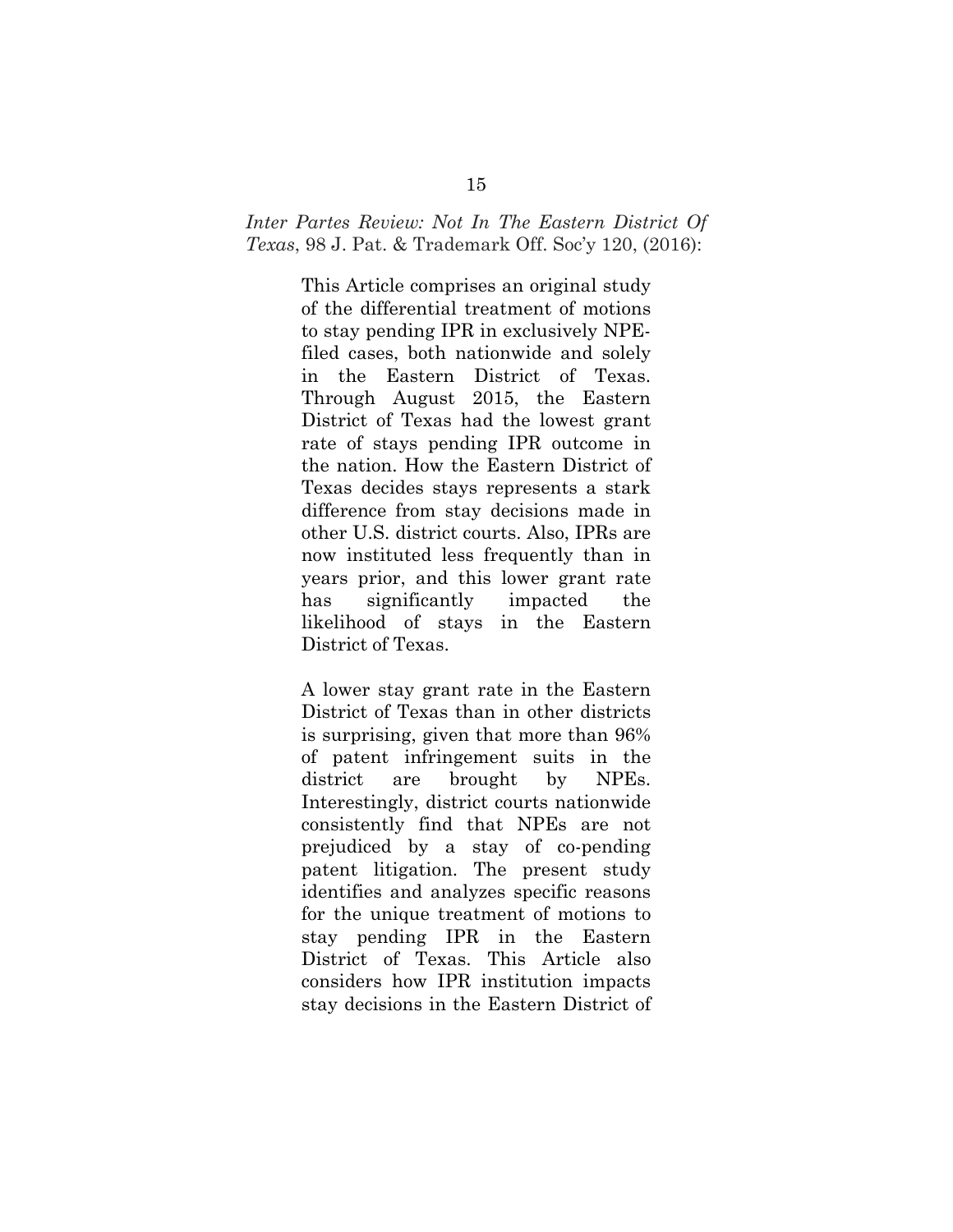*Inter Partes Review: Not In The Eastern District Of Texas*, 98 J. Pat. & Trademark Off. Soc'y 120, (2016):

> This Article comprises an original study of the differential treatment of motions to stay pending IPR in exclusively NPE-filed cases, both nationwide and solely in the Eastern District of Texas. Through August 2015, the Eastern District of Texas had the lowest grant rate of stays pending IPR outcome in the nation. How the Eastern District of Texas decides stays represents a stark difference from stay decisions made in other U.S. district courts. Also, IPRs are now instituted less frequently than in years prior, and this lower grant rate has significantly impacted the likelihood of stays in the Eastern District of Texas.
>
> A lower stay grant rate in the Eastern District of Texas than in other districts is surprising, given that more than 96% of patent infringement suits in the district are brought by NPEs. Interestingly, district courts nationwide consistently find that NPEs are not prejudiced by a stay of co-pending patent litigation. The present study identifies and analyzes specific reasons for the unique treatment of motions to stay pending IPR in the Eastern District of Texas. This Article also considers how IPR institution impacts stay decisions in the Eastern District of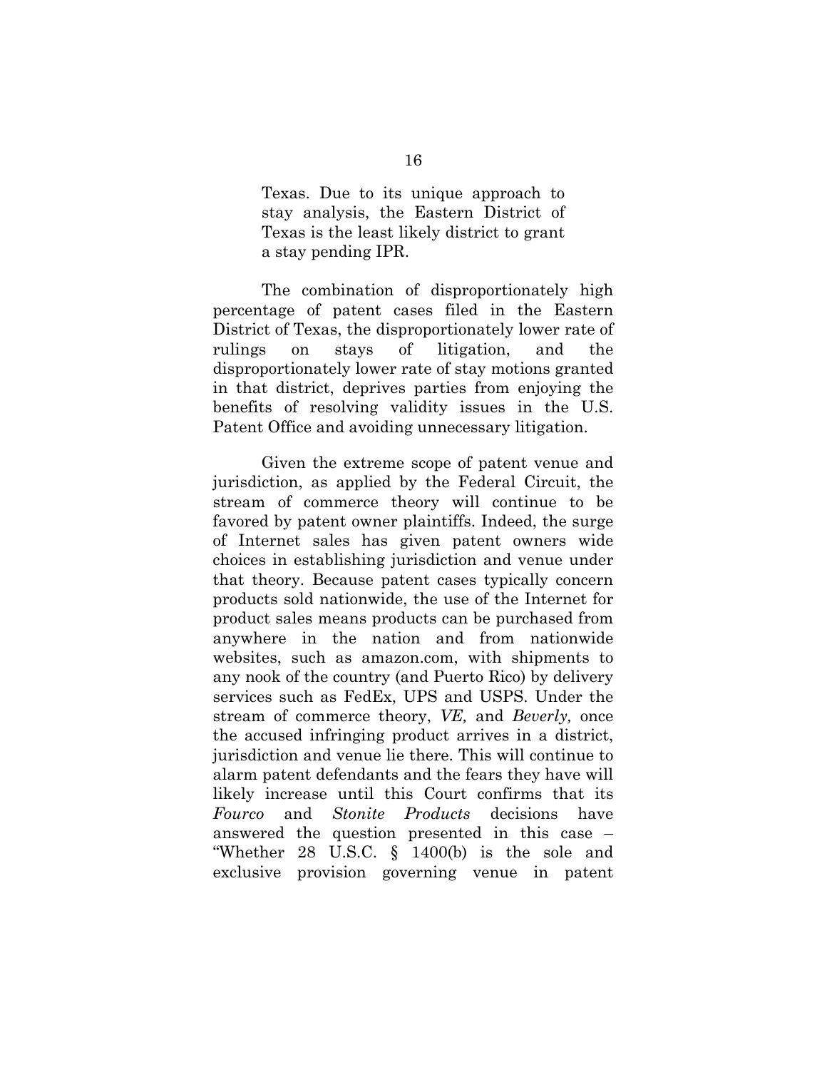> Texas. Due to its unique approach to stay analysis, the Eastern District of Texas is the least likely district to grant a stay pending IPR.

The combination of disproportionately high percentage of patent cases filed in the Eastern District of Texas, the disproportionately lower rate of rulings on stays of litigation, and the disproportionately lower rate of stay motions granted in that district, deprives parties from enjoying the benefits of resolving validity issues in the U.S. Patent Office and avoiding unnecessary litigation.

Given the extreme scope of patent venue and jurisdiction, as applied by the Federal Circuit, the stream of commerce theory will continue to be favored by patent owner plaintiffs. Indeed, the surge of Internet sales has given patent owners wide choices in establishing jurisdiction and venue under that theory. Because patent cases typically concern products sold nationwide, the use of the Internet for product sales means products can be purchased from anywhere in the nation and from nationwide websites, such as amazon.com, with shipments to any nook of the country (and Puerto Rico) by delivery services such as FedEx, UPS and USPS. Under the stream of commerce theory, *VE,* and *Beverly,* once the accused infringing product arrives in a district, jurisdiction and venue lie there. This will continue to alarm patent defendants and the fears they have will likely increase until this Court confirms that its *Fourco* and *Stonite Products* decisions have answered the question presented in this case – "Whether 28 U.S.C. § 1400(b) is the sole and exclusive provision governing venue in patent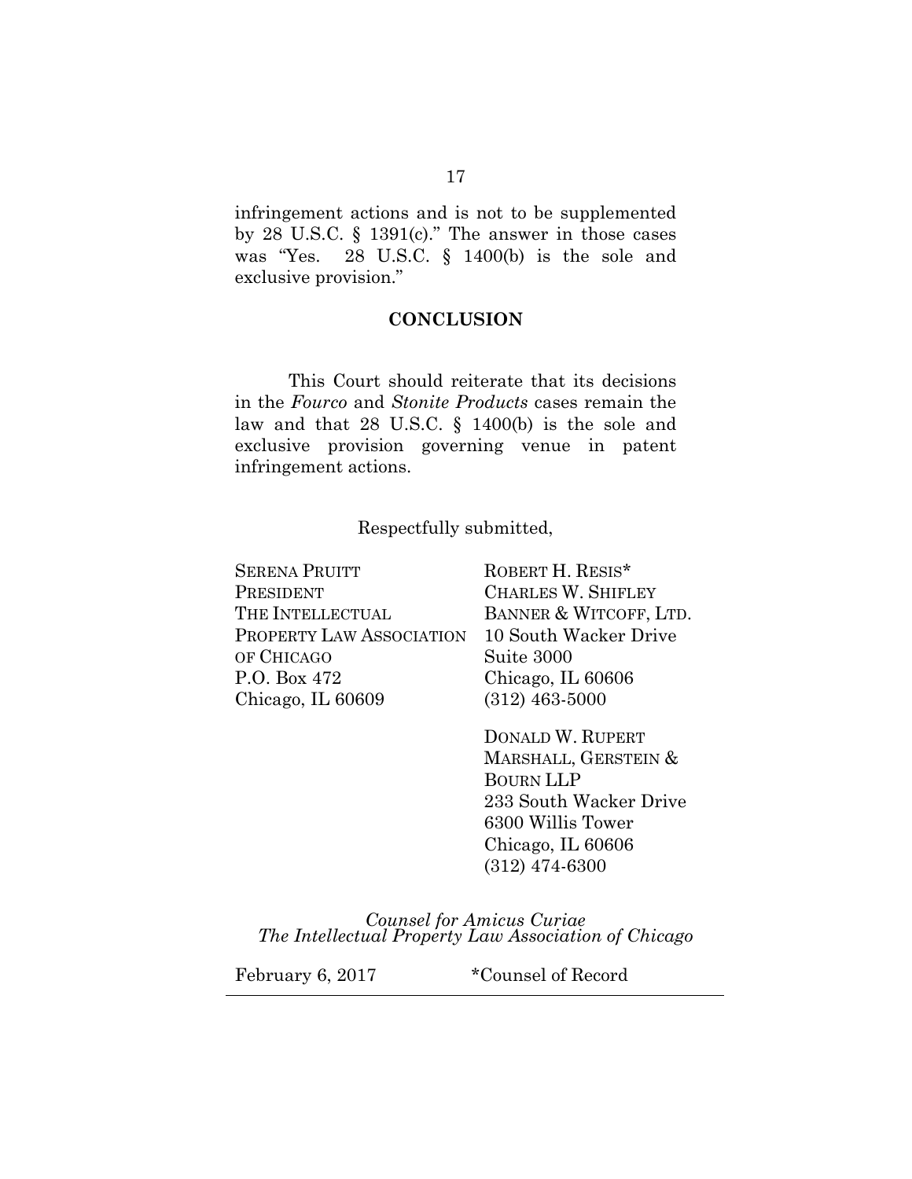infringement actions and is not to be supplemented by 28 U.S.C. § 1391(c)." The answer in those cases was "Yes. 28 U.S.C. § 1400(b) is the sole and exclusive provision."

## CONCLUSION

This Court should reiterate that its decisions in the *Fourco* and *Stonite Products* cases remain the law and that 28 U.S.C. § 1400(b) is the sole and exclusive provision governing venue in patent infringement actions.

Respectfully submitted,

SERENA PRUITT
PRESIDENT
THE INTELLECTUAL PROPERTY LAW ASSOCIATION OF CHICAGO
P.O. Box 472
Chicago, IL 60609

ROBERT H. RESIS*
CHARLES W. SHIFLEY
BANNER & WITCOFF, LTD.
10 South Wacker Drive
Suite 3000
Chicago, IL 60606
(312) 463-5000

DONALD W. RUPERT
MARSHALL, GERSTEIN & BOURN LLP
233 South Wacker Drive
6300 Willis Tower
Chicago, IL 60606
(312) 474-6300

*Counsel for Amicus Curiae*
*The Intellectual Property Law Association of Chicago*

February 6, 2017

*Counsel of Record